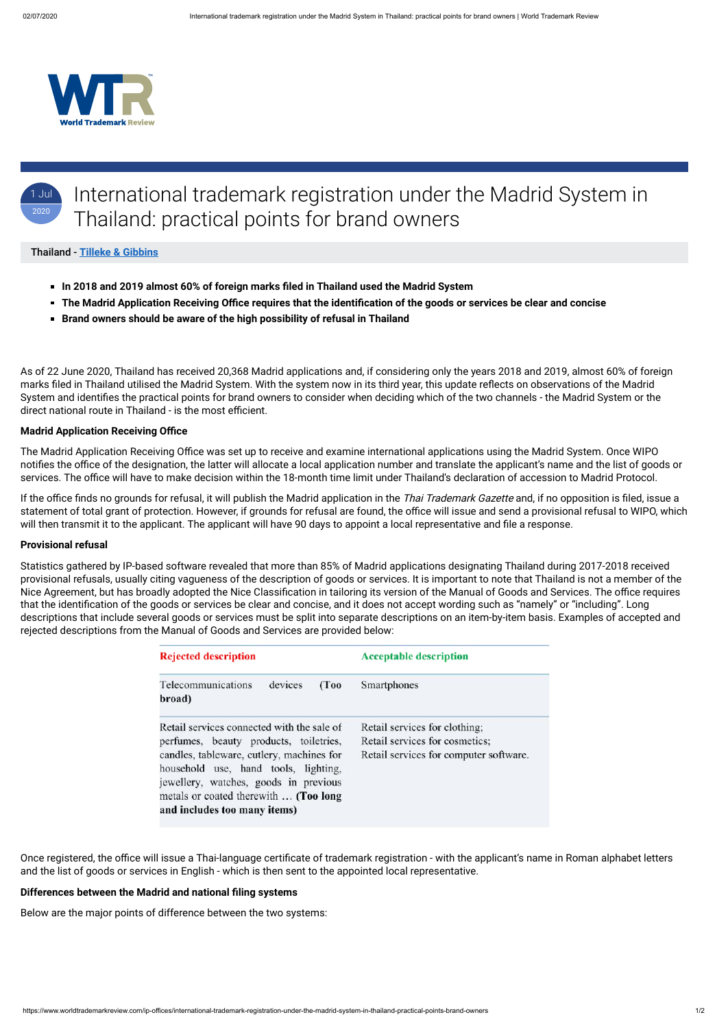# International trademark registration under the Madrid System in Thailand: practical points for brand owners

1 Jul 2020

**Thailand - Tilleke & Gibbins**

- **In 2018 and 2019 almost 60% of foreign marks filed in Thailand used the Madrid System**
- **The Madrid Application Receiving Office requires that the identification of the goods or services be clear and concise**
- **Brand owners should be aware of the high possibility of refusal in Thailand**

As of 22 June 2020, Thailand has received 20,368 Madrid applications and, if considering only the years 2018 and 2019, almost 60% of foreign marks filed in Thailand utilised the Madrid System. With the system now in its third year, this update reflects on observations of the Madrid System and identifies the practical points for brand owners to consider when deciding which of the two channels - the Madrid System or the direct national route in Thailand - is the most efficient.

**Madrid Application Receiving Office**

The Madrid Application Receiving Office was set up to receive and examine international applications using the Madrid System. Once WIPO notifies the office of the designation, the latter will allocate a local application number and translate the applicant's name and the list of goods or services. The office will have to make decision within the 18-month time limit under Thailand's declaration of accession to Madrid Protocol.

If the office finds no grounds for refusal, it will publish the Madrid application in the *Thai Trademark Gazette* and, if no opposition is filed, issue a statement of total grant of protection. However, if grounds for refusal are found, the office will issue and send a provisional refusal to WIPO, which will then transmit it to the applicant. The applicant will have 90 days to appoint a local representative and file a response.

**Provisional refusal**

Statistics gathered by IP-based software revealed that more than 85% of Madrid applications designating Thailand during 2017-2018 received provisional refusals, usually citing vagueness of the description of goods or services. It is important to note that Thailand is not a member of the Nice Agreement, but has broadly adopted the Nice Classification in tailoring its version of the Manual of Goods and Services. The office requires that the identification of the goods or services be clear and concise, and it does not accept wording such as "namely" or "including". Long descriptions that include several goods or services must be split into separate descriptions on an item-by-item basis. Examples of accepted and rejected descriptions from the Manual of Goods and Services are provided below:

| Rejected description | Acceptable description |
|---|---|
| Telecommunications devices **(Too broad)** | Smartphones |
| Retail services connected with the sale of perfumes, beauty products, toiletries, candles, tableware, cutlery, machines for household use, hand tools, lighting, jewellery, watches, goods in previous metals or coated therewith … **(Too long and includes too many items)** | Retail services for clothing;<br>Retail services for cosmetics;<br>Retail services for computer software. |

Once registered, the office will issue a Thai-language certificate of trademark registration - with the applicant's name in Roman alphabet letters and the list of goods or services in English - which is then sent to the appointed local representative.

**Differences between the Madrid and national filing systems**

Below are the major points of difference between the two systems: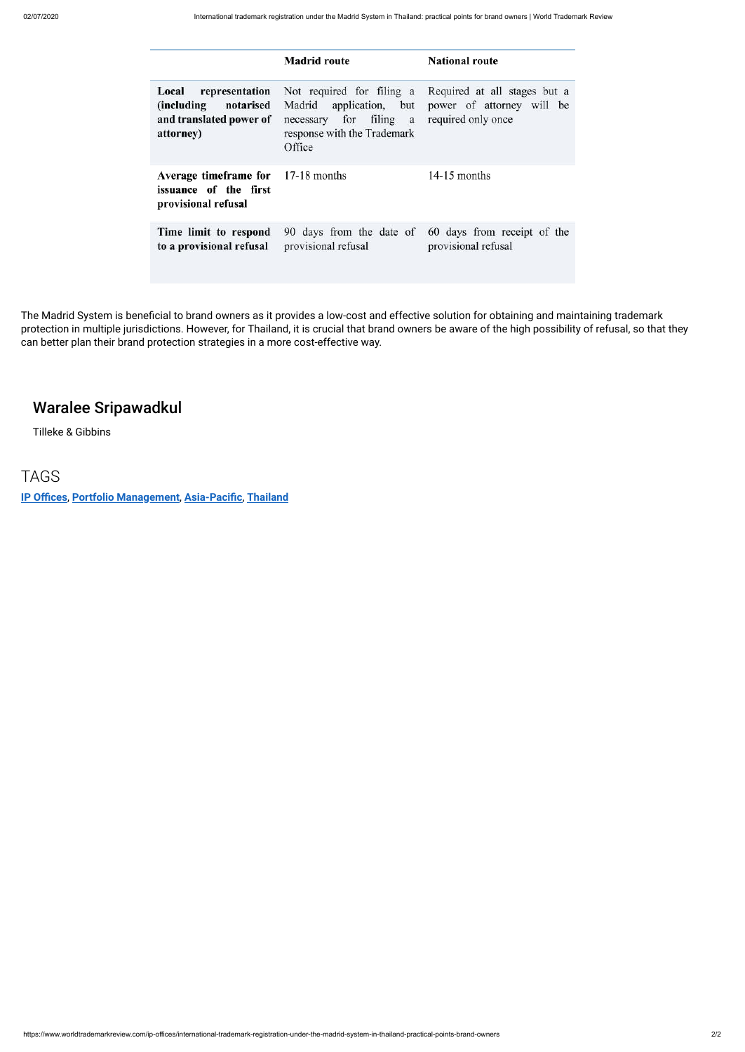| | Madrid route | National route |
|---|---|---|
| **Local representation (including notarised and translated power of attorney)** | Not required for filing a Madrid application, but necessary for filing a response with the Trademark Office | Required at all stages but a power of attorney will be required only once |
| **Average timeframe for issuance of the first provisional refusal** | 17-18 months | 14-15 months |
| **Time limit to respond to a provisional refusal** | 90 days from the date of provisional refusal | 60 days from receipt of the provisional refusal |

The Madrid System is beneficial to brand owners as it provides a low-cost and effective solution for obtaining and maintaining trademark protection in multiple jurisdictions. However, for Thailand, it is crucial that brand owners be aware of the high possibility of refusal, so that they can better plan their brand protection strategies in a more cost-effective way.

## Waralee Sripawadkul

Tilleke & Gibbins

## TAGS

**IP Offices**, **Portfolio Management**, **Asia-Pacific**, **Thailand**